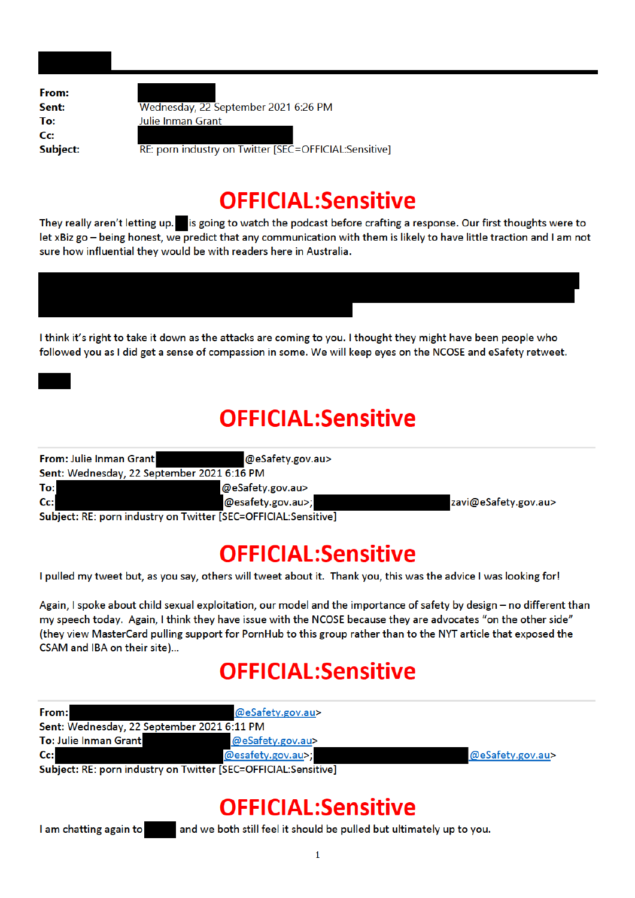| | |
|---|---|
| **From:** | |
| **Sent:** | Wednesday, 22 September 2021 6:26 PM |
| **To:** | Julie Inman Grant |
| **Cc:** | |
| **Subject:** | RE: porn industry on Twitter [SEC=OFFICIAL:Sensitive] |

# OFFICIAL:Sensitive

They really aren't letting up. is going to watch the podcast before crafting a response. Our first thoughts were to let xBiz go – being honest, we predict that any communication with them is likely to have little traction and I am not sure how influential they would be with readers here in Australia.

I think it's right to take it down as the attacks are coming to you. I thought they might have been people who followed you as I did get a sense of compassion in some. We will keep eyes on the NCOSE and eSafety retweet.

# OFFICIAL:Sensitive

---

**From:** Julie Inman Grant @eSafety.gov.au>
**Sent:** Wednesday, 22 September 2021 6:16 PM
**To:** @eSafety.gov.au>
**Cc:** @esafety.gov.au>; zavi@eSafety.gov.au>
**Subject:** RE: porn industry on Twitter [SEC=OFFICIAL:Sensitive]

# OFFICIAL:Sensitive

I pulled my tweet but, as you say, others will tweet about it. Thank you, this was the advice I was looking for!

Again, I spoke about child sexual exploitation, our model and the importance of safety by design – no different than my speech today. Again, I think they have issue with the NCOSE because they are advocates "on the other side" (they view MasterCard pulling support for PornHub to this group rather than to the NYT article that exposed the CSAM and IBA on their site)...

# OFFICIAL:Sensitive

---

**From:** @eSafety.gov.au>
**Sent:** Wednesday, 22 September 2021 6:11 PM
**To:** Julie Inman Grant @eSafety.gov.au>
**Cc:** @esafety.gov.au>; @eSafety.gov.au>
**Subject:** RE: porn industry on Twitter [SEC=OFFICIAL:Sensitive]

# OFFICIAL:Sensitive

I am chatting again to and we both still feel it should be pulled but ultimately up to you.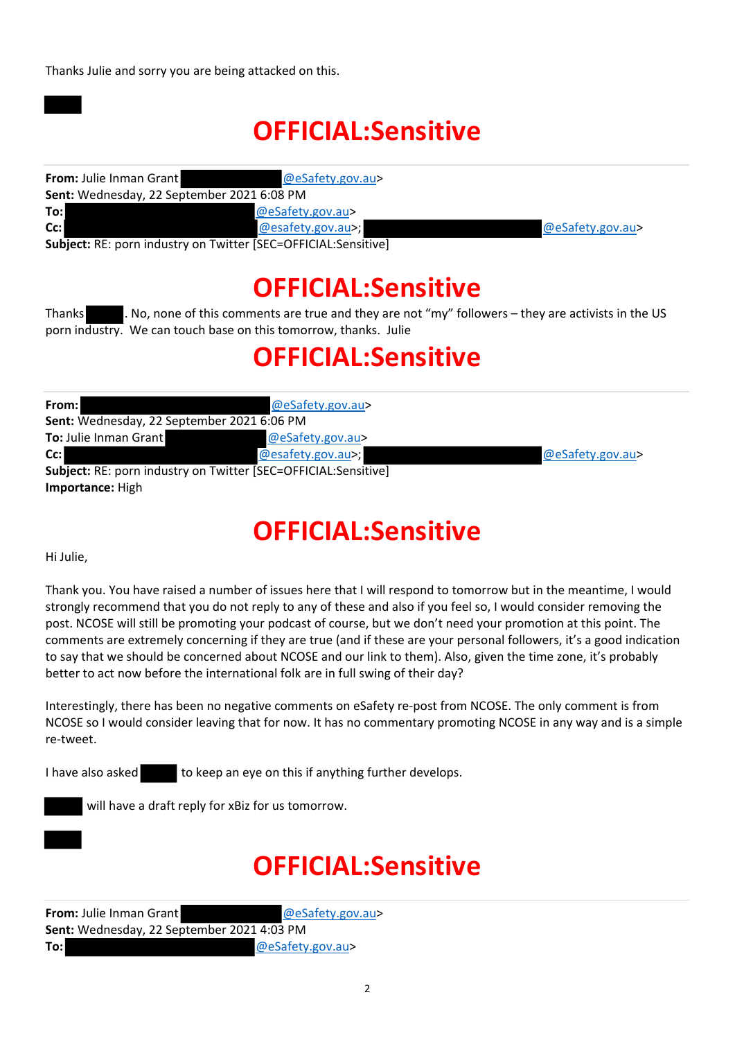Thanks Julie and sorry you are being attacked on this.

# OFFICIAL:Sensitive

**From:** Julie Inman Grant @eSafety.gov.au>
**Sent:** Wednesday, 22 September 2021 6:08 PM
**To:** @eSafety.gov.au>
**Cc:** @esafety.gov.au>; @eSafety.gov.au>
**Subject:** RE: porn industry on Twitter [SEC=OFFICIAL:Sensitive]

# OFFICIAL:Sensitive

Thanks . No, none of this comments are true and they are not "my" followers – they are activists in the US porn industry. We can touch base on this tomorrow, thanks. Julie

# OFFICIAL:Sensitive

**From:** @eSafety.gov.au>
**Sent:** Wednesday, 22 September 2021 6:06 PM
**To:** Julie Inman Grant @eSafety.gov.au>
**Cc:** @esafety.gov.au>; @eSafety.gov.au>
**Subject:** RE: porn industry on Twitter [SEC=OFFICIAL:Sensitive]
**Importance:** High

# OFFICIAL:Sensitive

Hi Julie,

Thank you. You have raised a number of issues here that I will respond to tomorrow but in the meantime, I would strongly recommend that you do not reply to any of these and also if you feel so, I would consider removing the post. NCOSE will still be promoting your podcast of course, but we don't need your promotion at this point. The comments are extremely concerning if they are true (and if these are your personal followers, it's a good indication to say that we should be concerned about NCOSE and our link to them). Also, given the time zone, it's probably better to act now before the international folk are in full swing of their day?

Interestingly, there has been no negative comments on eSafety re-post from NCOSE. The only comment is from NCOSE so I would consider leaving that for now. It has no commentary promoting NCOSE in any way and is a simple re-tweet.

I have also asked to keep an eye on this if anything further develops.

will have a draft reply for xBiz for us tomorrow.

# OFFICIAL:Sensitive

**From:** Julie Inman Grant @eSafety.gov.au>
**Sent:** Wednesday, 22 September 2021 4:03 PM
**To:** @eSafety.gov.au>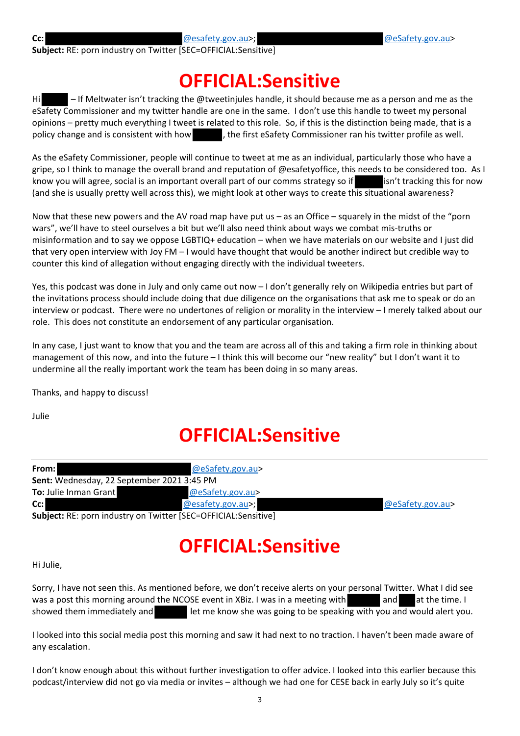**Cc:** [redacted]@esafety.gov.au>; [redacted]@eSafety.gov.au>
**Subject:** RE: porn industry on Twitter [SEC=OFFICIAL:Sensitive]

# OFFICIAL:Sensitive

Hi [redacted] – If Meltwater isn't tracking the @tweetinjules handle, it should because me as a person and me as the eSafety Commissioner and my twitter handle are one in the same. I don't use this handle to tweet my personal opinions – pretty much everything I tweet is related to this role. So, if this is the distinction being made, that is a policy change and is consistent with how [redacted], the first eSafety Commissioner ran his twitter profile as well.

As the eSafety Commissioner, people will continue to tweet at me as an individual, particularly those who have a gripe, so I think to manage the overall brand and reputation of @esafetyoffice, this needs to be considered too. As I know you will agree, social is an important overall part of our comms strategy so if [redacted] isn't tracking this for now (and she is usually pretty well across this), we might look at other ways to create this situational awareness?

Now that these new powers and the AV road map have put us – as an Office – squarely in the midst of the "porn wars", we'll have to steel ourselves a bit but we'll also need think about ways we combat mis-truths or misinformation and to say we oppose LGBTIQ+ education – when we have materials on our website and I just did that very open interview with Joy FM – I would have thought that would be another indirect but credible way to counter this kind of allegation without engaging directly with the individual tweeters.

Yes, this podcast was done in July and only came out now – I don't generally rely on Wikipedia entries but part of the invitations process should include doing that due diligence on the organisations that ask me to speak or do an interview or podcast. There were no undertones of religion or morality in the interview – I merely talked about our role. This does not constitute an endorsement of any particular organisation.

In any case, I just want to know that you and the team are across all of this and taking a firm role in thinking about management of this now, and into the future – I think this will become our "new reality" but I don't want it to undermine all the really important work the team has been doing in so many areas.

Thanks, and happy to discuss!

Julie

# OFFICIAL:Sensitive

**From:** [redacted]@eSafety.gov.au>
**Sent:** Wednesday, 22 September 2021 3:45 PM
**To:** Julie Inman Grant [redacted]@eSafety.gov.au>
**Cc:** [redacted]@esafety.gov.au>; [redacted]@eSafety.gov.au>
**Subject:** RE: porn industry on Twitter [SEC=OFFICIAL:Sensitive]

# OFFICIAL:Sensitive

Hi Julie,

Sorry, I have not seen this. As mentioned before, we don't receive alerts on your personal Twitter. What I did see was a post this morning around the NCOSE event in XBiz. I was in a meeting with [redacted] and [redacted] at the time. I showed them immediately and [redacted] let me know she was going to be speaking with you and would alert you.

I looked into this social media post this morning and saw it had next to no traction. I haven't been made aware of any escalation.

I don't know enough about this without further investigation to offer advice. I looked into this earlier because this podcast/interview did not go via media or invites – although we had one for CESE back in early July so it's quite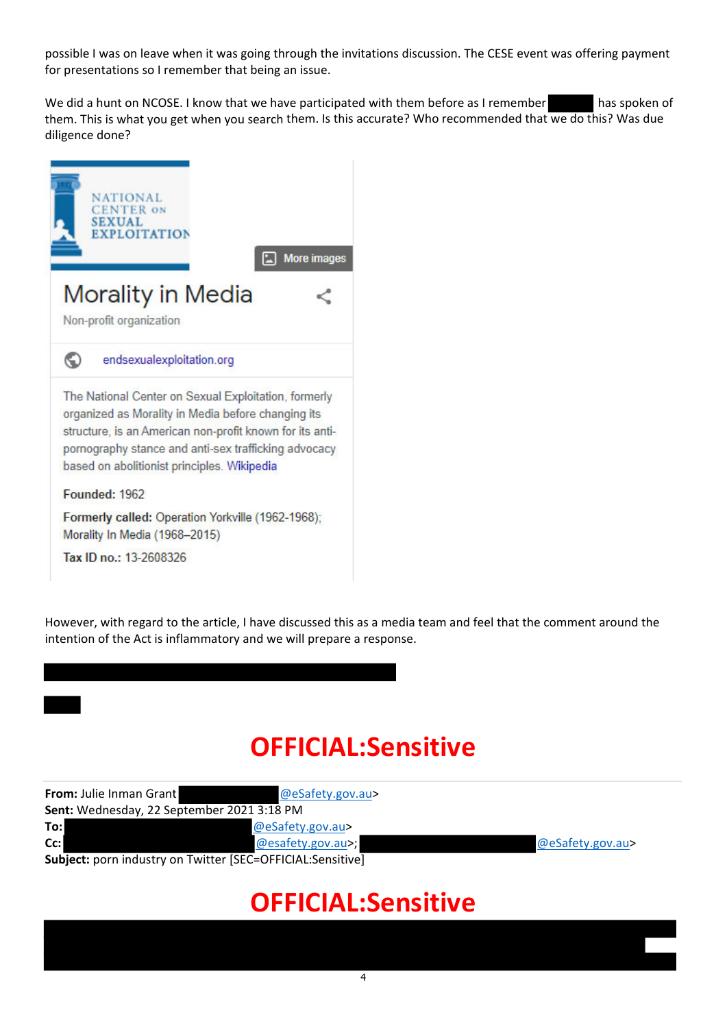possible I was on leave when it was going through the invitations discussion. The CESE event was offering payment for presentations so I remember that being an issue.

We did a hunt on NCOSE. I know that we have participated with them before as I remember [REDACTED] has spoken of them. This is what you get when you search them. Is this accurate? Who recommended that we do this? Was due diligence done?

NATIONAL CENTER ON SEXUAL EXPLOITATION

More images

Morality in Media

Non-profit organization

endsexualexploitation.org

The National Center on Sexual Exploitation, formerly organized as Morality in Media before changing its structure, is an American non-profit known for its anti-pornography stance and anti-sex trafficking advocacy based on abolitionist principles. Wikipedia

**Founded:** 1962

**Formerly called:** Operation Yorkville (1962-1968); Morality In Media (1968–2015)

**Tax ID no.:** 13-2608326

However, with regard to the article, I have discussed this as a media team and feel that the comment around the intention of the Act is inflammatory and we will prepare a response.

[REDACTED]

[REDACTED]

**OFFICIAL:Sensitive**

---

**From:** Julie Inman Grant [REDACTED]@eSafety.gov.au>
**Sent:** Wednesday, 22 September 2021 3:18 PM
**To:** [REDACTED]@eSafety.gov.au>
**Cc:** [REDACTED]@esafety.gov.au>; [REDACTED]@eSafety.gov.au>
**Subject:** porn industry on Twitter [SEC=OFFICIAL:Sensitive]

**OFFICIAL:Sensitive**

[REDACTED]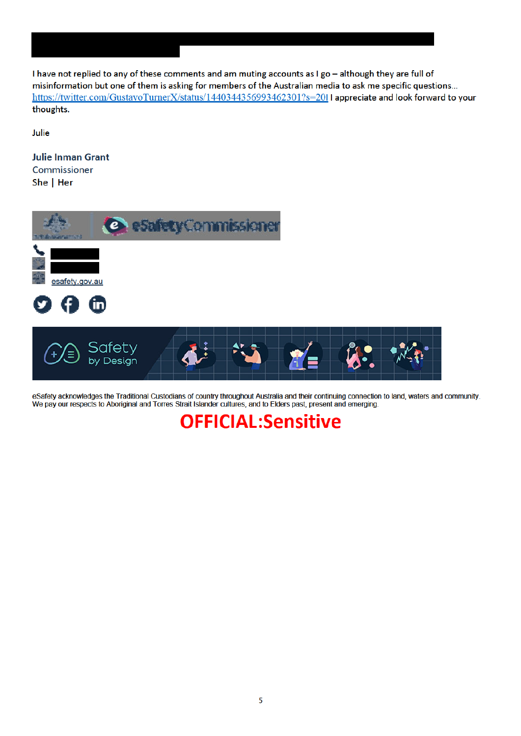I have not replied to any of these comments and am muting accounts as I go – although they are full of misinformation but one of them is asking for members of the Australian media to ask me specific questions… https://twitter.com/GustavoTurnerX/status/1440344356993462301?s=20 I appreciate and look forward to your thoughts.

Julie

**Julie Inman Grant**
Commissioner
She | Her

eSafetyCommissioner

esafety.gov.au

Safety by Design

eSafety acknowledges the Traditional Custodians of country throughout Australia and their continuing connection to land, waters and community. We pay our respects to Aboriginal and Torres Strait Islander cultures, and to Elders past, present and emerging.

**OFFICIAL:Sensitive**